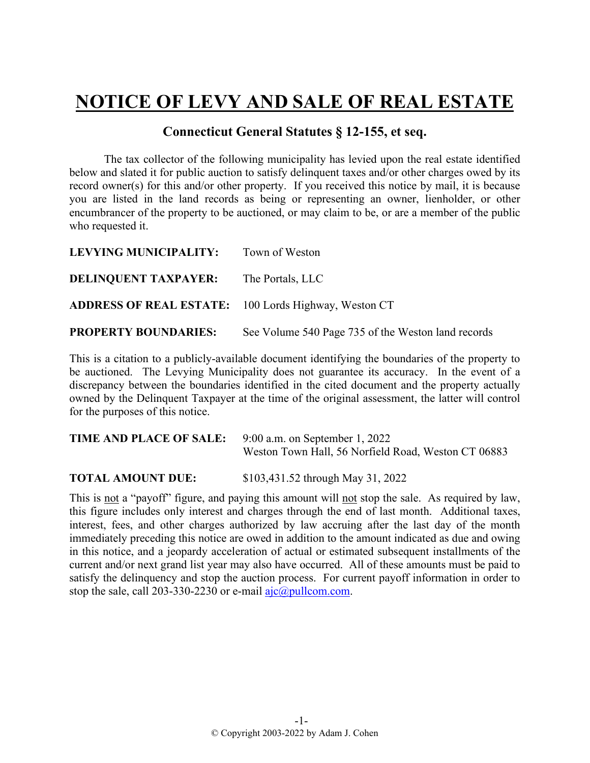# NOTICE OF LEVY AND SALE OF REAL ESTATE

## Connecticut General Statutes § 12-155, et seq.

The tax collector of the following municipality has levied upon the real estate identified below and slated it for public auction to satisfy delinquent taxes and/or other charges owed by its record owner(s) for this and/or other property. If you received this notice by mail, it is because you are listed in the land records as being or representing an owner, lienholder, or other encumbrancer of the property to be auctioned, or may claim to be, or are a member of the public who requested it.

**LEVYING MUNICIPALITY:** Town of Weston

**DELINQUENT TAXPAYER:** The Portals, LLC

**ADDRESS OF REAL ESTATE:** 100 Lords Highway, Weston CT

**PROPERTY BOUNDARIES:** See Volume 540 Page 735 of the Weston land records

This is a citation to a publicly-available document identifying the boundaries of the property to be auctioned. The Levying Municipality does not guarantee its accuracy. In the event of a discrepancy between the boundaries identified in the cited document and the property actually owned by the Delinquent Taxpayer at the time of the original assessment, the latter will control for the purposes of this notice.

**TIME AND PLACE OF SALE:** 9:00 a.m. on September 1, 2022
Weston Town Hall, 56 Norfield Road, Weston CT 06883

**TOTAL AMOUNT DUE:** $103,431.52 through May 31, 2022

This is not a "payoff" figure, and paying this amount will not stop the sale. As required by law, this figure includes only interest and charges through the end of last month. Additional taxes, interest, fees, and other charges authorized by law accruing after the last day of the month immediately preceding this notice are owed in addition to the amount indicated as due and owing in this notice, and a jeopardy acceleration of actual or estimated subsequent installments of the current and/or next grand list year may also have occurred. All of these amounts must be paid to satisfy the delinquency and stop the auction process. For current payoff information in order to stop the sale, call 203-330-2230 or e-mail ajc@pullcom.com.

© Copyright 2003-2022 by Adam J. Cohen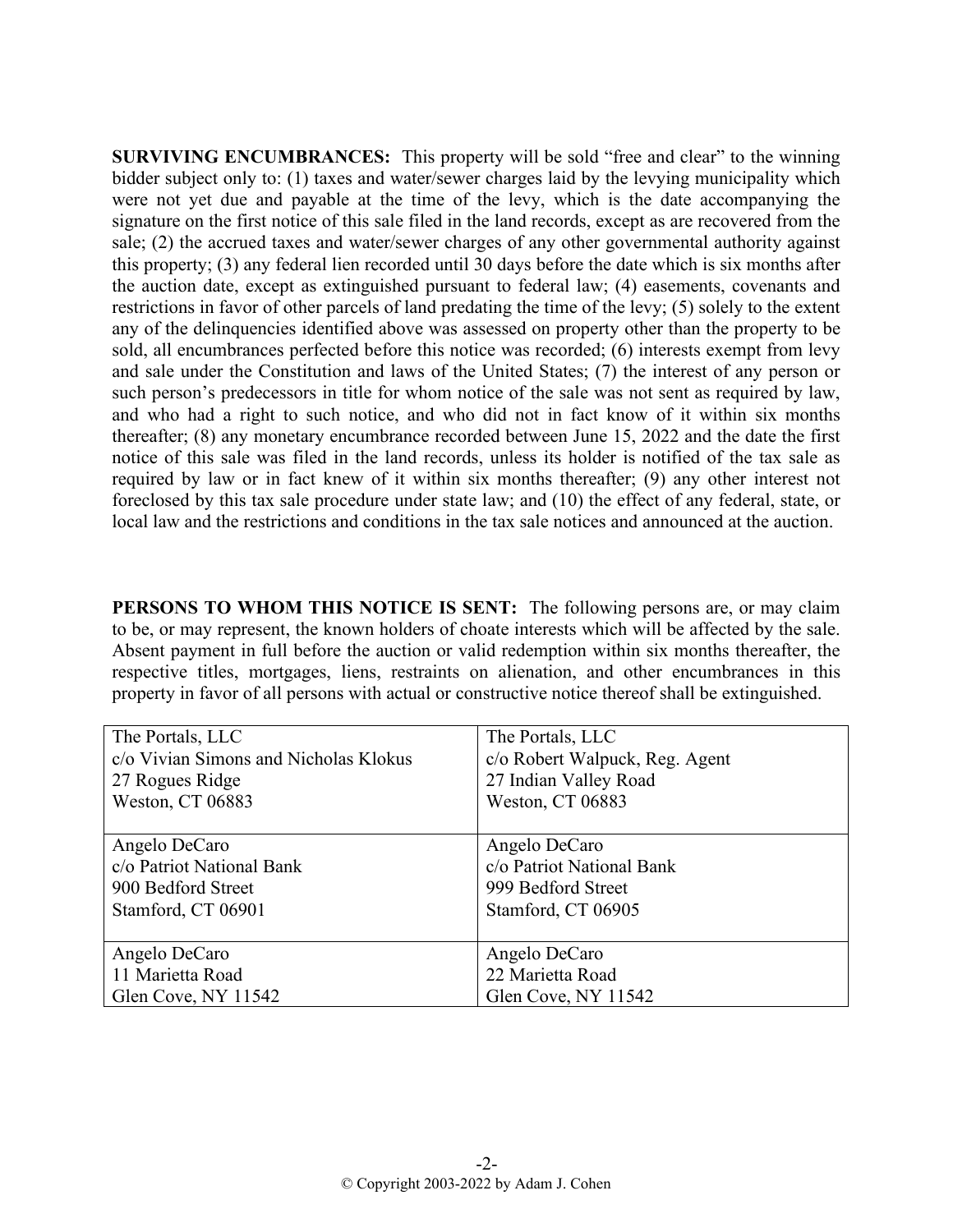**SURVIVING ENCUMBRANCES:** This property will be sold "free and clear" to the winning bidder subject only to: (1) taxes and water/sewer charges laid by the levying municipality which were not yet due and payable at the time of the levy, which is the date accompanying the signature on the first notice of this sale filed in the land records, except as are recovered from the sale; (2) the accrued taxes and water/sewer charges of any other governmental authority against this property; (3) any federal lien recorded until 30 days before the date which is six months after the auction date, except as extinguished pursuant to federal law; (4) easements, covenants and restrictions in favor of other parcels of land predating the time of the levy; (5) solely to the extent any of the delinquencies identified above was assessed on property other than the property to be sold, all encumbrances perfected before this notice was recorded; (6) interests exempt from levy and sale under the Constitution and laws of the United States; (7) the interest of any person or such person's predecessors in title for whom notice of the sale was not sent as required by law, and who had a right to such notice, and who did not in fact know of it within six months thereafter; (8) any monetary encumbrance recorded between June 15, 2022 and the date the first notice of this sale was filed in the land records, unless its holder is notified of the tax sale as required by law or in fact knew of it within six months thereafter; (9) any other interest not foreclosed by this tax sale procedure under state law; and (10) the effect of any federal, state, or local law and the restrictions and conditions in the tax sale notices and announced at the auction.

**PERSONS TO WHOM THIS NOTICE IS SENT:** The following persons are, or may claim to be, or may represent, the known holders of choate interests which will be affected by the sale. Absent payment in full before the auction or valid redemption within six months thereafter, the respective titles, mortgages, liens, restraints on alienation, and other encumbrances in this property in favor of all persons with actual or constructive notice thereof shall be extinguished.

| | |
|---|---|
| The Portals, LLC<br>c/o Vivian Simons and Nicholas Klokus<br>27 Rogues Ridge<br>Weston, CT 06883 | The Portals, LLC<br>c/o Robert Walpuck, Reg. Agent<br>27 Indian Valley Road<br>Weston, CT 06883 |
| Angelo DeCaro<br>c/o Patriot National Bank<br>900 Bedford Street<br>Stamford, CT 06901 | Angelo DeCaro<br>c/o Patriot National Bank<br>999 Bedford Street<br>Stamford, CT 06905 |
| Angelo DeCaro<br>11 Marietta Road<br>Glen Cove, NY 11542 | Angelo DeCaro<br>22 Marietta Road<br>Glen Cove, NY 11542 |

© Copyright 2003-2022 by Adam J. Cohen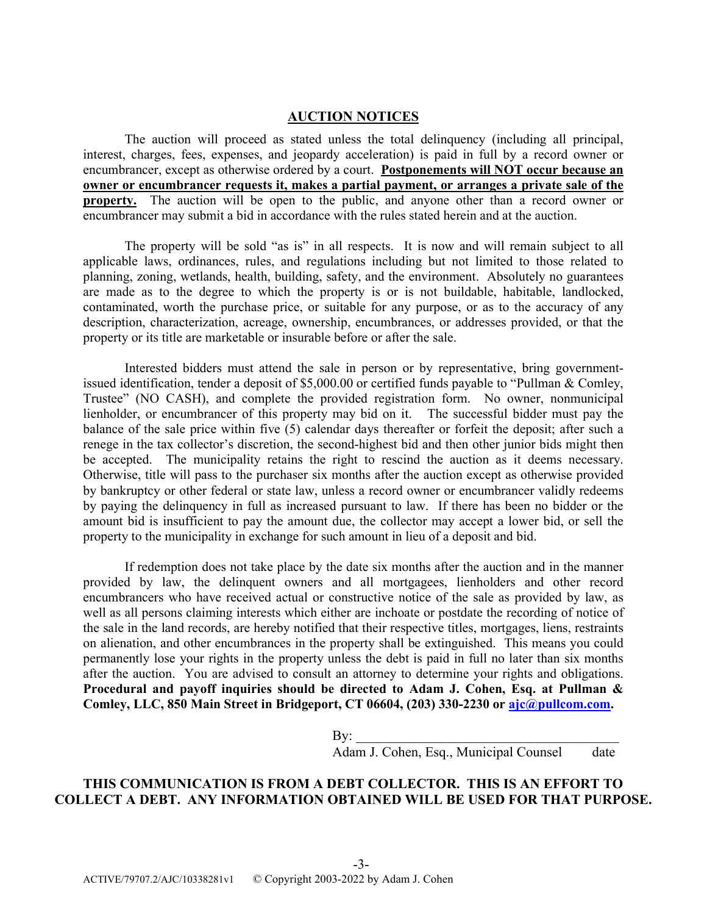## AUCTION NOTICES

The auction will proceed as stated unless the total delinquency (including all principal, interest, charges, fees, expenses, and jeopardy acceleration) is paid in full by a record owner or encumbrancer, except as otherwise ordered by a court. **Postponements will NOT occur because an owner or encumbrancer requests it, makes a partial payment, or arranges a private sale of the property.** The auction will be open to the public, and anyone other than a record owner or encumbrancer may submit a bid in accordance with the rules stated herein and at the auction.

The property will be sold "as is" in all respects. It is now and will remain subject to all applicable laws, ordinances, rules, and regulations including but not limited to those related to planning, zoning, wetlands, health, building, safety, and the environment. Absolutely no guarantees are made as to the degree to which the property is or is not buildable, habitable, landlocked, contaminated, worth the purchase price, or suitable for any purpose, or as to the accuracy of any description, characterization, acreage, ownership, encumbrances, or addresses provided, or that the property or its title are marketable or insurable before or after the sale.

Interested bidders must attend the sale in person or by representative, bring government-issued identification, tender a deposit of $5,000.00 or certified funds payable to "Pullman & Comley, Trustee" (NO CASH), and complete the provided registration form. No owner, nonmunicipal lienholder, or encumbrancer of this property may bid on it. The successful bidder must pay the balance of the sale price within five (5) calendar days thereafter or forfeit the deposit; after such a renege in the tax collector's discretion, the second-highest bid and then other junior bids might then be accepted. The municipality retains the right to rescind the auction as it deems necessary. Otherwise, title will pass to the purchaser six months after the auction except as otherwise provided by bankruptcy or other federal or state law, unless a record owner or encumbrancer validly redeems by paying the delinquency in full as increased pursuant to law. If there has been no bidder or the amount bid is insufficient to pay the amount due, the collector may accept a lower bid, or sell the property to the municipality in exchange for such amount in lieu of a deposit and bid.

If redemption does not take place by the date six months after the auction and in the manner provided by law, the delinquent owners and all mortgagees, lienholders and other record encumbrancers who have received actual or constructive notice of the sale as provided by law, as well as all persons claiming interests which either are inchoate or postdate the recording of notice of the sale in the land records, are hereby notified that their respective titles, mortgages, liens, restraints on alienation, and other encumbrances in the property shall be extinguished. This means you could permanently lose your rights in the property unless the debt is paid in full no later than six months after the auction. You are advised to consult an attorney to determine your rights and obligations. **Procedural and payoff inquiries should be directed to Adam J. Cohen, Esq. at Pullman & Comley, LLC, 850 Main Street in Bridgeport, CT 06604, (203) 330-2230 or ajc@pullcom.com.**

By: ___________________________________

Adam J. Cohen, Esq., Municipal Counsel date

**THIS COMMUNICATION IS FROM A DEBT COLLECTOR. THIS IS AN EFFORT TO COLLECT A DEBT. ANY INFORMATION OBTAINED WILL BE USED FOR THAT PURPOSE.**

ACTIVE/79707.2/AJC/10338281v1 © Copyright 2003-2022 by Adam J. Cohen